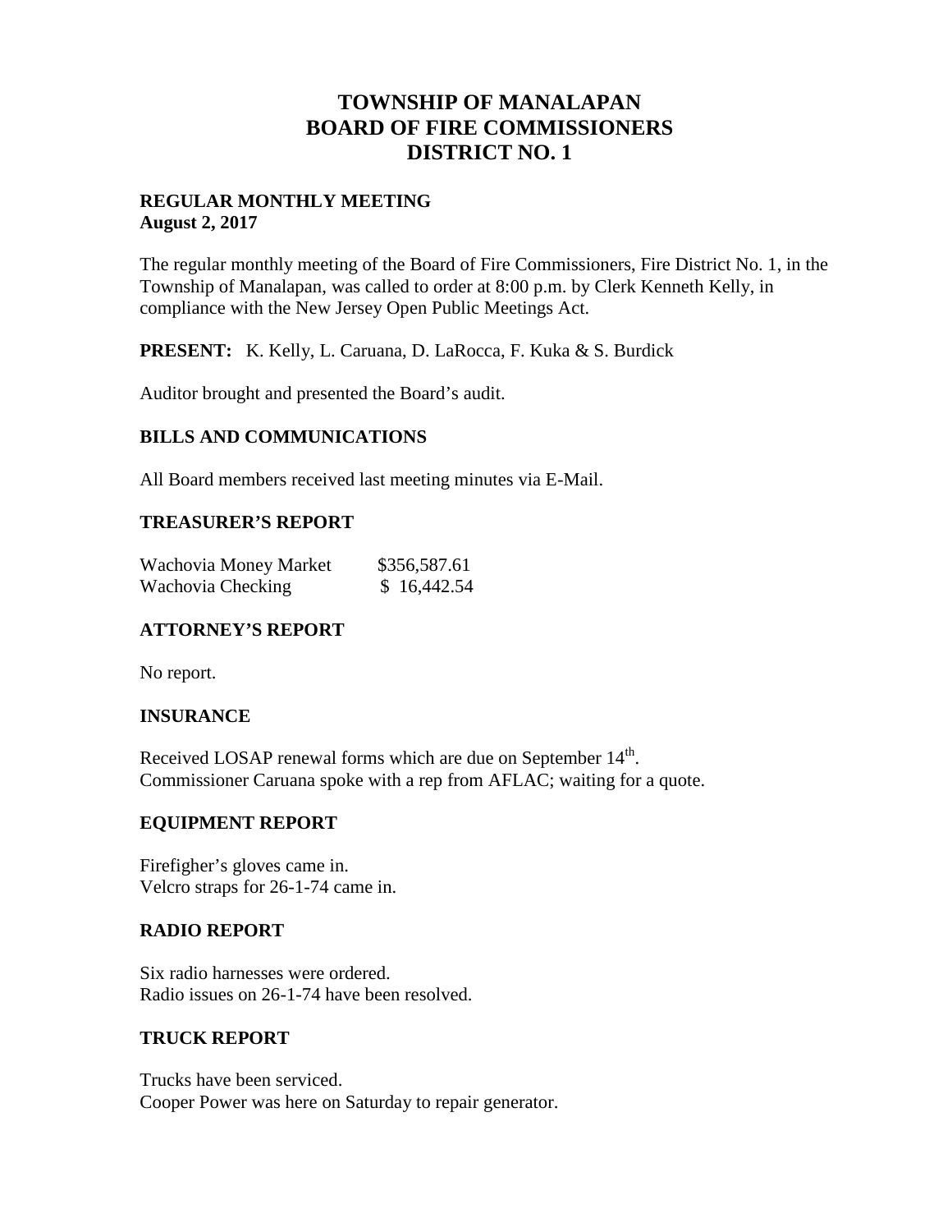# TOWNSHIP OF MANALAPAN
# BOARD OF FIRE COMMISSIONERS
# DISTRICT NO. 1

**REGULAR MONTHLY MEETING**
**August 2, 2017**

The regular monthly meeting of the Board of Fire Commissioners, Fire District No. 1, in the Township of Manalapan, was called to order at 8:00 p.m. by Clerk Kenneth Kelly, in compliance with the New Jersey Open Public Meetings Act.

**PRESENT:** K. Kelly, L. Caruana, D. LaRocca, F. Kuka & S. Burdick

Auditor brought and presented the Board's audit.

## BILLS AND COMMUNICATIONS

All Board members received last meeting minutes via E-Mail.

## TREASURER'S REPORT

| | |
|---|---|
| Wachovia Money Market | $356,587.61 |
| Wachovia Checking | $ 16,442.54 |

## ATTORNEY'S REPORT

No report.

## INSURANCE

Received LOSAP renewal forms which are due on September 14th.
Commissioner Caruana spoke with a rep from AFLAC; waiting for a quote.

## EQUIPMENT REPORT

Firefigher's gloves came in.
Velcro straps for 26-1-74 came in.

## RADIO REPORT

Six radio harnesses were ordered.
Radio issues on 26-1-74 have been resolved.

## TRUCK REPORT

Trucks have been serviced.
Cooper Power was here on Saturday to repair generator.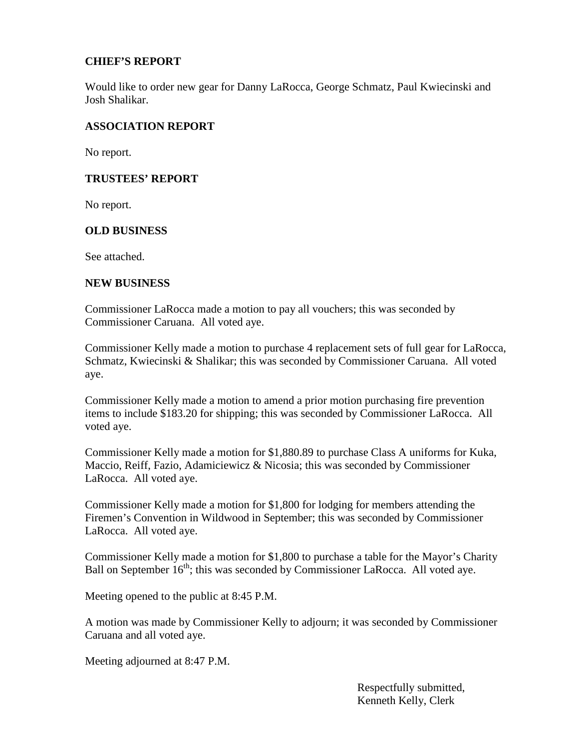## CHIEF'S REPORT

Would like to order new gear for Danny LaRocca, George Schmatz, Paul Kwiecinski and Josh Shalikar.

## ASSOCIATION REPORT

No report.

## TRUSTEES' REPORT

No report.

## OLD BUSINESS

See attached.

## NEW BUSINESS

Commissioner LaRocca made a motion to pay all vouchers; this was seconded by Commissioner Caruana. All voted aye.

Commissioner Kelly made a motion to purchase 4 replacement sets of full gear for LaRocca, Schmatz, Kwiecinski & Shalikar; this was seconded by Commissioner Caruana. All voted aye.

Commissioner Kelly made a motion to amend a prior motion purchasing fire prevention items to include $183.20 for shipping; this was seconded by Commissioner LaRocca. All voted aye.

Commissioner Kelly made a motion for $1,880.89 to purchase Class A uniforms for Kuka, Maccio, Reiff, Fazio, Adamiciewicz & Nicosia; this was seconded by Commissioner LaRocca. All voted aye.

Commissioner Kelly made a motion for $1,800 for lodging for members attending the Firemen's Convention in Wildwood in September; this was seconded by Commissioner LaRocca. All voted aye.

Commissioner Kelly made a motion for $1,800 to purchase a table for the Mayor's Charity Ball on September 16th; this was seconded by Commissioner LaRocca. All voted aye.

Meeting opened to the public at 8:45 P.M.

A motion was made by Commissioner Kelly to adjourn; it was seconded by Commissioner Caruana and all voted aye.

Meeting adjourned at 8:47 P.M.

Respectfully submitted,
Kenneth Kelly, Clerk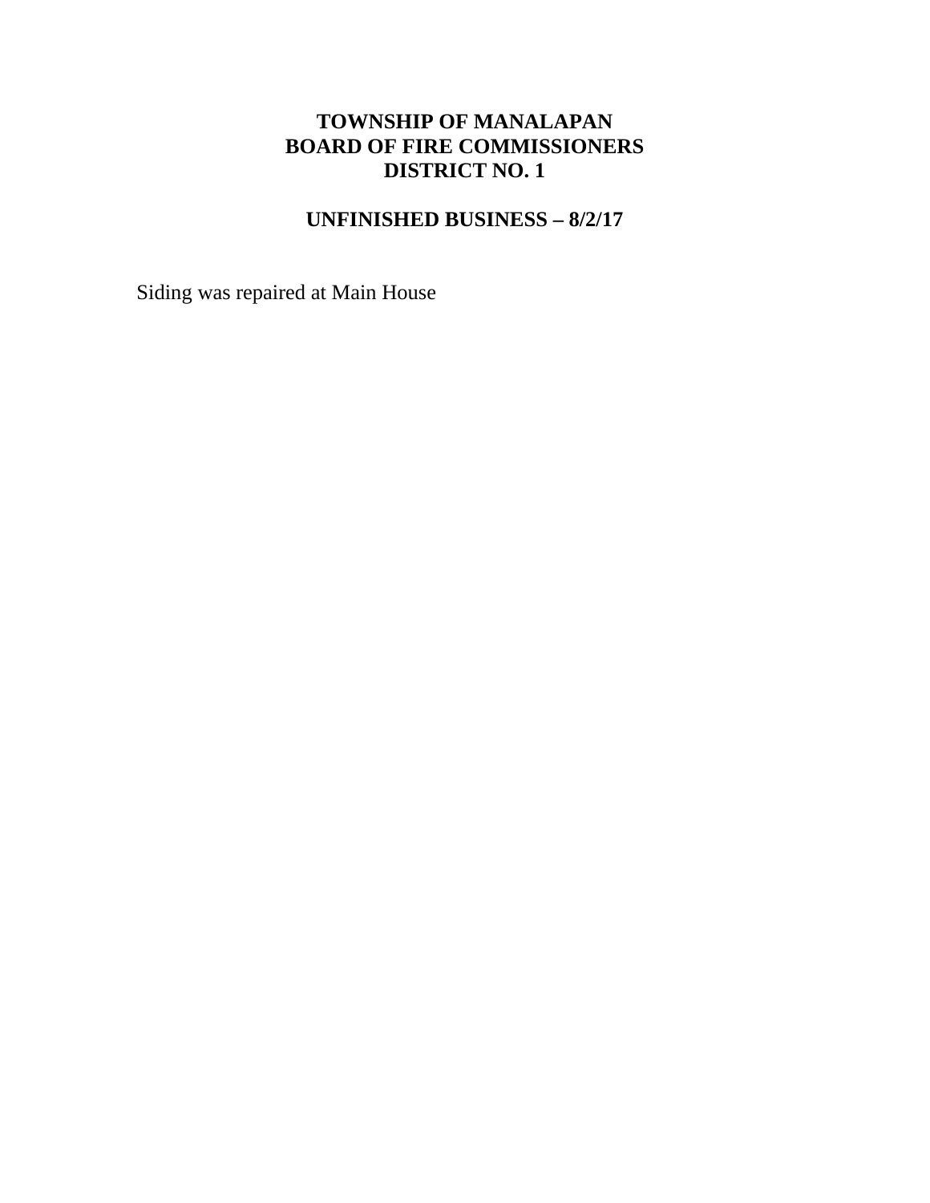# TOWNSHIP OF MANALAPAN
# BOARD OF FIRE COMMISSIONERS
# DISTRICT NO. 1

## UNFINISHED BUSINESS – 8/2/17

Siding was repaired at Main House